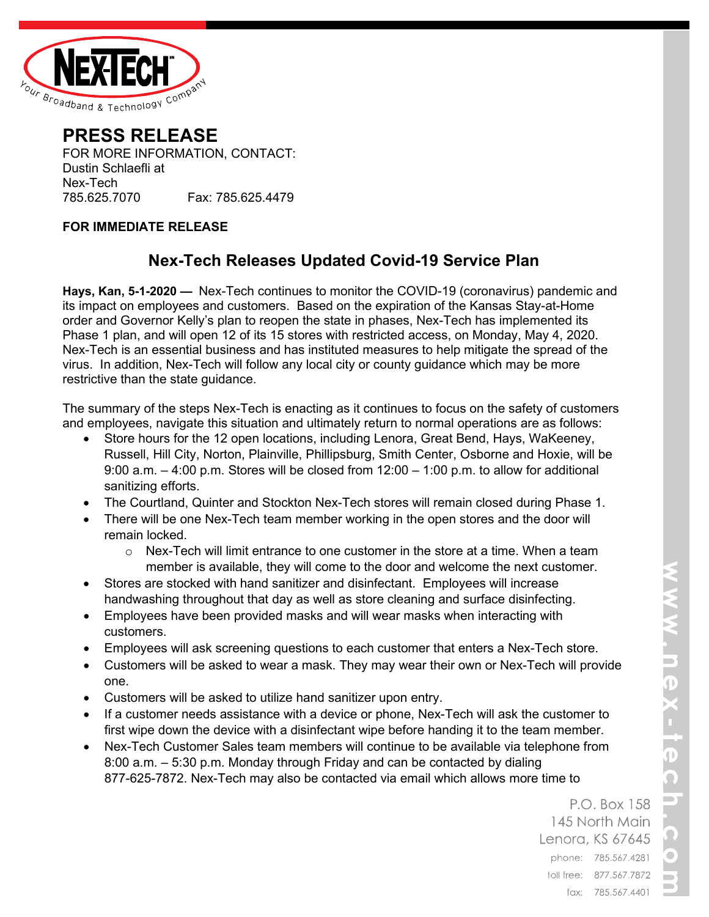NEX-TECH™ Your Broadband & Technology Company

# PRESS RELEASE

FOR MORE INFORMATION, CONTACT:
Dustin Schlaefli at
Nex-Tech
785.625.7070 Fax: 785.625.4479

**FOR IMMEDIATE RELEASE**

## Nex-Tech Releases Updated Covid-19 Service Plan

**Hays, Kan, 5-1-2020 —** Nex-Tech continues to monitor the COVID-19 (coronavirus) pandemic and its impact on employees and customers. Based on the expiration of the Kansas Stay-at-Home order and Governor Kelly's plan to reopen the state in phases, Nex-Tech has implemented its Phase 1 plan, and will open 12 of its 15 stores with restricted access, on Monday, May 4, 2020. Nex-Tech is an essential business and has instituted measures to help mitigate the spread of the virus. In addition, Nex-Tech will follow any local city or county guidance which may be more restrictive than the state guidance.

The summary of the steps Nex-Tech is enacting as it continues to focus on the safety of customers and employees, navigate this situation and ultimately return to normal operations are as follows:

- Store hours for the 12 open locations, including Lenora, Great Bend, Hays, WaKeeney, Russell, Hill City, Norton, Plainville, Phillipsburg, Smith Center, Osborne and Hoxie, will be 9:00 a.m. – 4:00 p.m. Stores will be closed from 12:00 – 1:00 p.m. to allow for additional sanitizing efforts.
- The Courtland, Quinter and Stockton Nex-Tech stores will remain closed during Phase 1.
- There will be one Nex-Tech team member working in the open stores and the door will remain locked.
  - Nex-Tech will limit entrance to one customer in the store at a time. When a team member is available, they will come to the door and welcome the next customer.
- Stores are stocked with hand sanitizer and disinfectant. Employees will increase handwashing throughout that day as well as store cleaning and surface disinfecting.
- Employees have been provided masks and will wear masks when interacting with customers.
- Employees will ask screening questions to each customer that enters a Nex-Tech store.
- Customers will be asked to wear a mask. They may wear their own or Nex-Tech will provide one.
- Customers will be asked to utilize hand sanitizer upon entry.
- If a customer needs assistance with a device or phone, Nex-Tech will ask the customer to first wipe down the device with a disinfectant wipe before handing it to the team member.
- Nex-Tech Customer Sales team members will continue to be available via telephone from 8:00 a.m. – 5:30 p.m. Monday through Friday and can be contacted by dialing 877-625-7872. Nex-Tech may also be contacted via email which allows more time to

P.O. Box 158
145 North Main
Lenora, KS 67645
phone: 785.567.4281
toll free: 877.567.7872
fax: 785.567.4401

www.nex-tech.com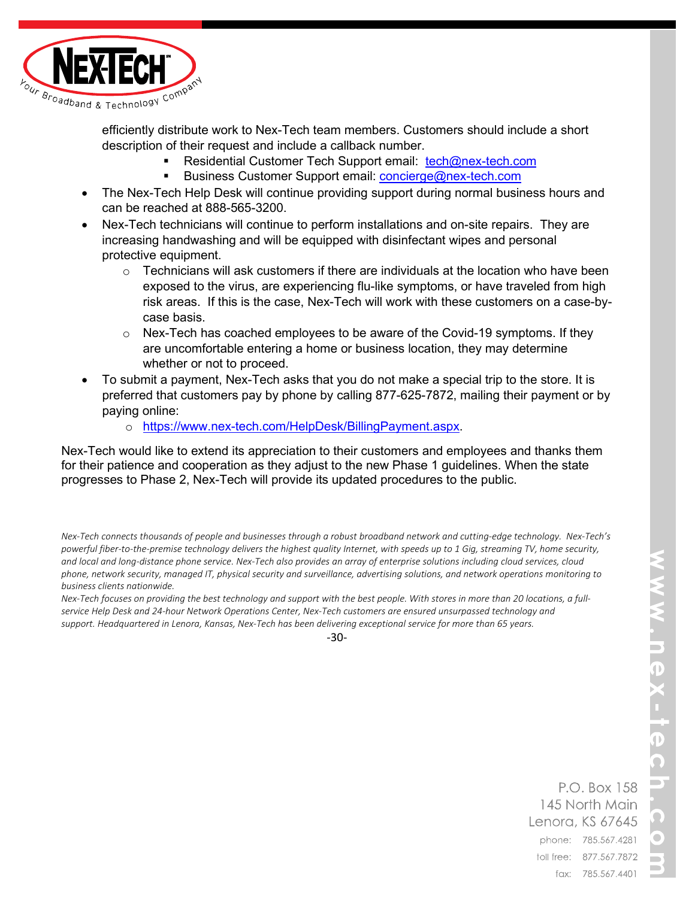efficiently distribute work to Nex-Tech team members. Customers should include a short description of their request and include a callback number.

  - Residential Customer Tech Support email: tech@nex-tech.com
  - Business Customer Support email: concierge@nex-tech.com

- The Nex-Tech Help Desk will continue providing support during normal business hours and can be reached at 888-565-3200.
- Nex-Tech technicians will continue to perform installations and on-site repairs. They are increasing handwashing and will be equipped with disinfectant wipes and personal protective equipment.
  - Technicians will ask customers if there are individuals at the location who have been exposed to the virus, are experiencing flu-like symptoms, or have traveled from high risk areas. If this is the case, Nex-Tech will work with these customers on a case-by-case basis.
  - Nex-Tech has coached employees to be aware of the Covid-19 symptoms. If they are uncomfortable entering a home or business location, they may determine whether or not to proceed.
- To submit a payment, Nex-Tech asks that you do not make a special trip to the store. It is preferred that customers pay by phone by calling 877-625-7872, mailing their payment or by paying online:
  - https://www.nex-tech.com/HelpDesk/BillingPayment.aspx.

Nex-Tech would like to extend its appreciation to their customers and employees and thanks them for their patience and cooperation as they adjust to the new Phase 1 guidelines. When the state progresses to Phase 2, Nex-Tech will provide its updated procedures to the public.

*Nex-Tech connects thousands of people and businesses through a robust broadband network and cutting-edge technology. Nex-Tech's powerful fiber-to-the-premise technology delivers the highest quality Internet, with speeds up to 1 Gig, streaming TV, home security, and local and long-distance phone service. Nex-Tech also provides an array of enterprise solutions including cloud services, cloud phone, network security, managed IT, physical security and surveillance, advertising solutions, and network operations monitoring to business clients nationwide.*

*Nex-Tech focuses on providing the best technology and support with the best people. With stores in more than 20 locations, a full-service Help Desk and 24-hour Network Operations Center, Nex-Tech customers are ensured unsurpassed technology and support. Headquartered in Lenora, Kansas, Nex-Tech has been delivering exceptional service for more than 65 years.*

-30-